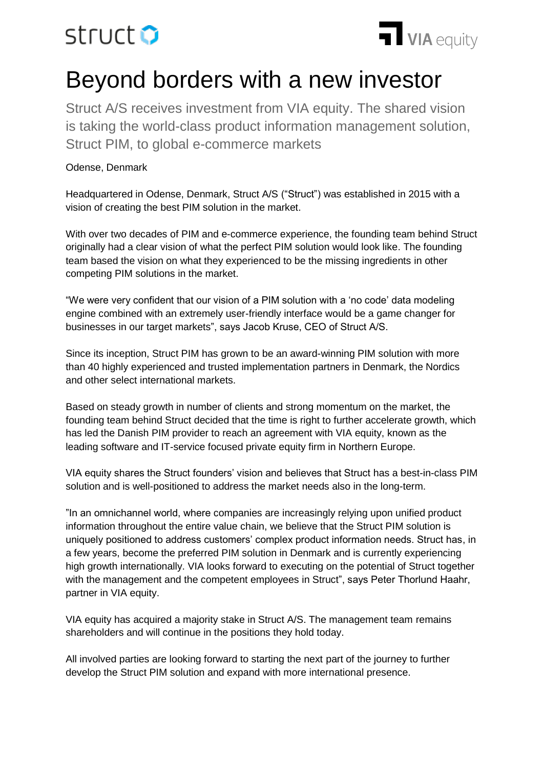struct VIA equity

# Beyond borders with a new investor

Struct A/S receives investment from VIA equity. The shared vision is taking the world-class product information management solution, Struct PIM, to global e-commerce markets

Odense, Denmark

Headquartered in Odense, Denmark, Struct A/S ("Struct") was established in 2015 with a vision of creating the best PIM solution in the market.

With over two decades of PIM and e-commerce experience, the founding team behind Struct originally had a clear vision of what the perfect PIM solution would look like. The founding team based the vision on what they experienced to be the missing ingredients in other competing PIM solutions in the market.

"We were very confident that our vision of a PIM solution with a 'no code' data modeling engine combined with an extremely user-friendly interface would be a game changer for businesses in our target markets", says Jacob Kruse, CEO of Struct A/S.

Since its inception, Struct PIM has grown to be an award-winning PIM solution with more than 40 highly experienced and trusted implementation partners in Denmark, the Nordics and other select international markets.

Based on steady growth in number of clients and strong momentum on the market, the founding team behind Struct decided that the time is right to further accelerate growth, which has led the Danish PIM provider to reach an agreement with VIA equity, known as the leading software and IT-service focused private equity firm in Northern Europe.

VIA equity shares the Struct founders' vision and believes that Struct has a best-in-class PIM solution and is well-positioned to address the market needs also in the long-term.

"In an omnichannel world, where companies are increasingly relying upon unified product information throughout the entire value chain, we believe that the Struct PIM solution is uniquely positioned to address customers' complex product information needs. Struct has, in a few years, become the preferred PIM solution in Denmark and is currently experiencing high growth internationally. VIA looks forward to executing on the potential of Struct together with the management and the competent employees in Struct", says Peter Thorlund Haahr, partner in VIA equity.

VIA equity has acquired a majority stake in Struct A/S. The management team remains shareholders and will continue in the positions they hold today.

All involved parties are looking forward to starting the next part of the journey to further develop the Struct PIM solution and expand with more international presence.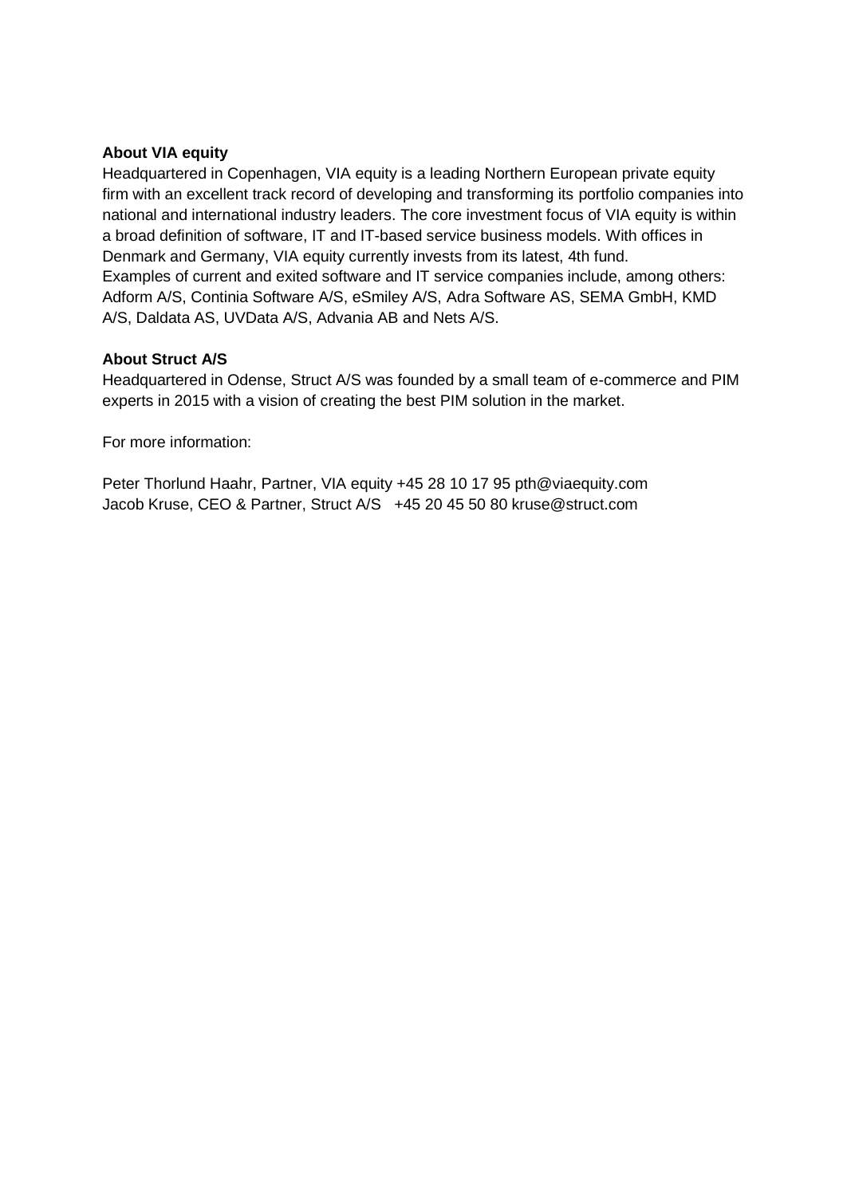**About VIA equity**

Headquartered in Copenhagen, VIA equity is a leading Northern European private equity firm with an excellent track record of developing and transforming its portfolio companies into national and international industry leaders. The core investment focus of VIA equity is within a broad definition of software, IT and IT-based service business models. With offices in Denmark and Germany, VIA equity currently invests from its latest, 4th fund.
Examples of current and exited software and IT service companies include, among others: Adform A/S, Continia Software A/S, eSmiley A/S, Adra Software AS, SEMA GmbH, KMD A/S, Daldata AS, UVData A/S, Advania AB and Nets A/S.

**About Struct A/S**

Headquartered in Odense, Struct A/S was founded by a small team of e-commerce and PIM experts in 2015 with a vision of creating the best PIM solution in the market.

For more information:

Peter Thorlund Haahr, Partner, VIA equity +45 28 10 17 95 pth@viaequity.com
Jacob Kruse, CEO & Partner, Struct A/S +45 20 45 50 80 kruse@struct.com